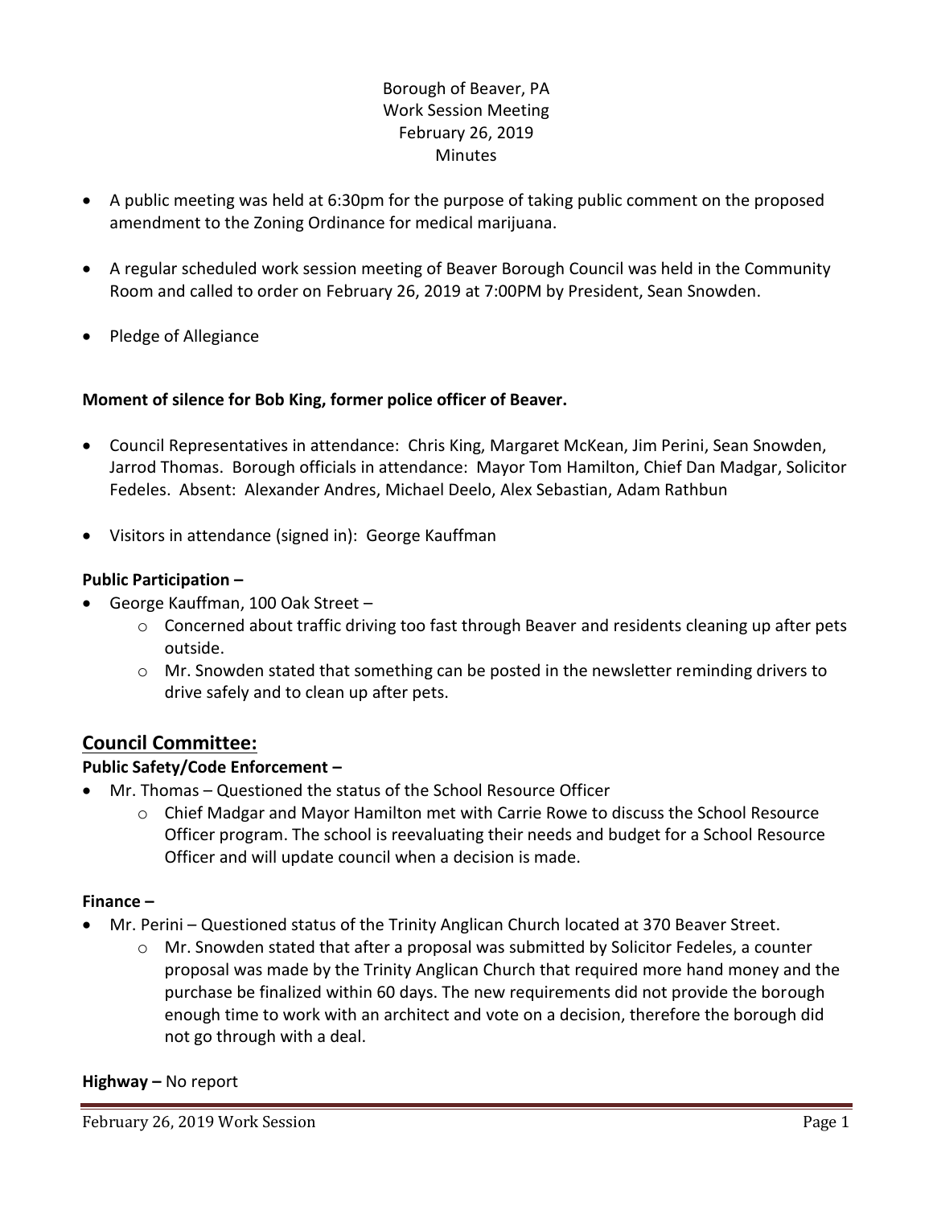Borough of Beaver, PA
Work Session Meeting
February 26, 2019
Minutes

- A public meeting was held at 6:30pm for the purpose of taking public comment on the proposed amendment to the Zoning Ordinance for medical marijuana.
- A regular scheduled work session meeting of Beaver Borough Council was held in the Community Room and called to order on February 26, 2019 at 7:00PM by President, Sean Snowden.
- Pledge of Allegiance

**Moment of silence for Bob King, former police officer of Beaver.**

- Council Representatives in attendance: Chris King, Margaret McKean, Jim Perini, Sean Snowden, Jarrod Thomas. Borough officials in attendance: Mayor Tom Hamilton, Chief Dan Madgar, Solicitor Fedeles. Absent: Alexander Andres, Michael Deelo, Alex Sebastian, Adam Rathbun
- Visitors in attendance (signed in): George Kauffman

**Public Participation –**

- George Kauffman, 100 Oak Street –
  - Concerned about traffic driving too fast through Beaver and residents cleaning up after pets outside.
  - Mr. Snowden stated that something can be posted in the newsletter reminding drivers to drive safely and to clean up after pets.

## Council Committee:

**Public Safety/Code Enforcement –**

- Mr. Thomas – Questioned the status of the School Resource Officer
  - Chief Madgar and Mayor Hamilton met with Carrie Rowe to discuss the School Resource Officer program. The school is reevaluating their needs and budget for a School Resource Officer and will update council when a decision is made.

**Finance –**

- Mr. Perini – Questioned status of the Trinity Anglican Church located at 370 Beaver Street.
  - Mr. Snowden stated that after a proposal was submitted by Solicitor Fedeles, a counter proposal was made by the Trinity Anglican Church that required more hand money and the purchase be finalized within 60 days. The new requirements did not provide the borough enough time to work with an architect and vote on a decision, therefore the borough did not go through with a deal.

**Highway –** No report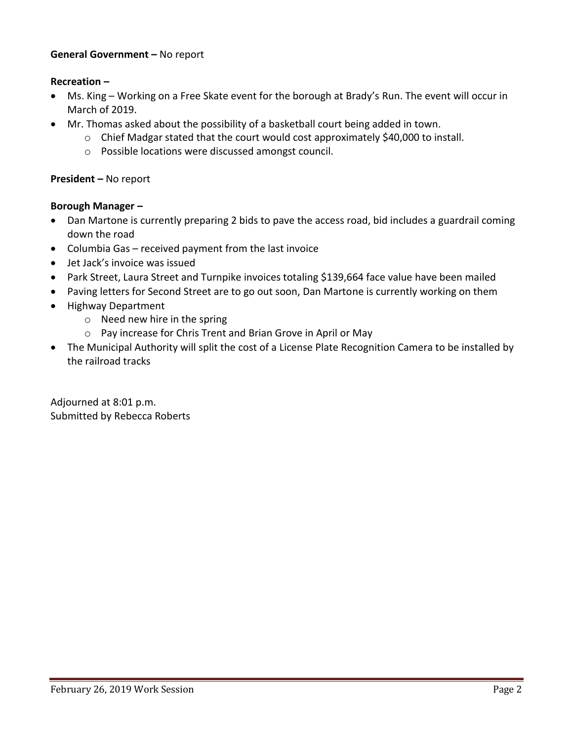**General Government –** No report

**Recreation –**

- Ms. King – Working on a Free Skate event for the borough at Brady's Run. The event will occur in March of 2019.
- Mr. Thomas asked about the possibility of a basketball court being added in town.
  - Chief Madgar stated that the court would cost approximately $40,000 to install.
  - Possible locations were discussed amongst council.

**President –** No report

**Borough Manager –**

- Dan Martone is currently preparing 2 bids to pave the access road, bid includes a guardrail coming down the road
- Columbia Gas – received payment from the last invoice
- Jet Jack's invoice was issued
- Park Street, Laura Street and Turnpike invoices totaling $139,664 face value have been mailed
- Paving letters for Second Street are to go out soon, Dan Martone is currently working on them
- Highway Department
  - Need new hire in the spring
  - Pay increase for Chris Trent and Brian Grove in April or May
- The Municipal Authority will split the cost of a License Plate Recognition Camera to be installed by the railroad tracks

Adjourned at 8:01 p.m.
Submitted by Rebecca Roberts